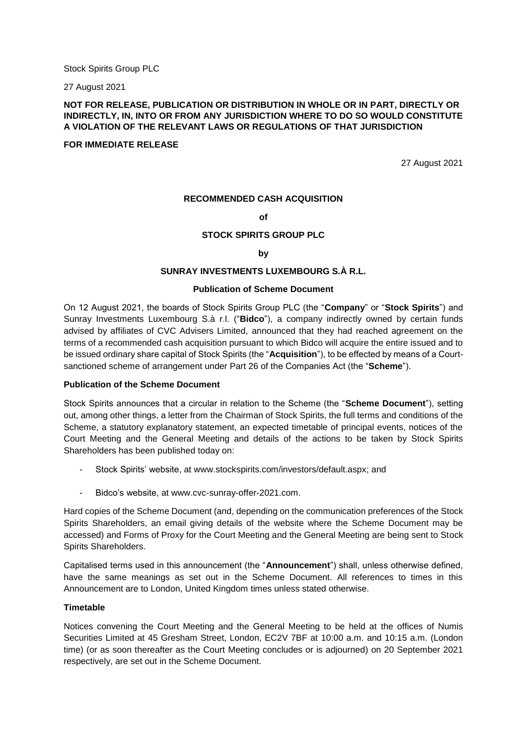Stock Spirits Group PLC

27 August 2021

**NOT FOR RELEASE, PUBLICATION OR DISTRIBUTION IN WHOLE OR IN PART, DIRECTLY OR INDIRECTLY, IN, INTO OR FROM ANY JURISDICTION WHERE TO DO SO WOULD CONSTITUTE A VIOLATION OF THE RELEVANT LAWS OR REGULATIONS OF THAT JURISDICTION**

**FOR IMMEDIATE RELEASE**

27 August 2021

**RECOMMENDED CASH ACQUISITION**

**of**

**STOCK SPIRITS GROUP PLC**

**by**

**SUNRAY INVESTMENTS LUXEMBOURG S.À R.L.**

**Publication of Scheme Document**

On 12 August 2021, the boards of Stock Spirits Group PLC (the "**Company**" or "**Stock Spirits**") and Sunray Investments Luxembourg S.à r.l. ("**Bidco**"), a company indirectly owned by certain funds advised by affiliates of CVC Advisers Limited, announced that they had reached agreement on the terms of a recommended cash acquisition pursuant to which Bidco will acquire the entire issued and to be issued ordinary share capital of Stock Spirits (the "**Acquisition**"), to be effected by means of a Court-sanctioned scheme of arrangement under Part 26 of the Companies Act (the "**Scheme**").

**Publication of the Scheme Document**

Stock Spirits announces that a circular in relation to the Scheme (the "**Scheme Document**"), setting out, among other things, a letter from the Chairman of Stock Spirits, the full terms and conditions of the Scheme, a statutory explanatory statement, an expected timetable of principal events, notices of the Court Meeting and the General Meeting and details of the actions to be taken by Stock Spirits Shareholders has been published today on:

- Stock Spirits' website, at www.stockspirits.com/investors/default.aspx; and
- Bidco's website, at www.cvc-sunray-offer-2021.com.

Hard copies of the Scheme Document (and, depending on the communication preferences of the Stock Spirits Shareholders, an email giving details of the website where the Scheme Document may be accessed) and Forms of Proxy for the Court Meeting and the General Meeting are being sent to Stock Spirits Shareholders.

Capitalised terms used in this announcement (the "**Announcement**") shall, unless otherwise defined, have the same meanings as set out in the Scheme Document. All references to times in this Announcement are to London, United Kingdom times unless stated otherwise.

**Timetable**

Notices convening the Court Meeting and the General Meeting to be held at the offices of Numis Securities Limited at 45 Gresham Street, London, EC2V 7BF at 10:00 a.m. and 10:15 a.m. (London time) (or as soon thereafter as the Court Meeting concludes or is adjourned) on 20 September 2021 respectively, are set out in the Scheme Document.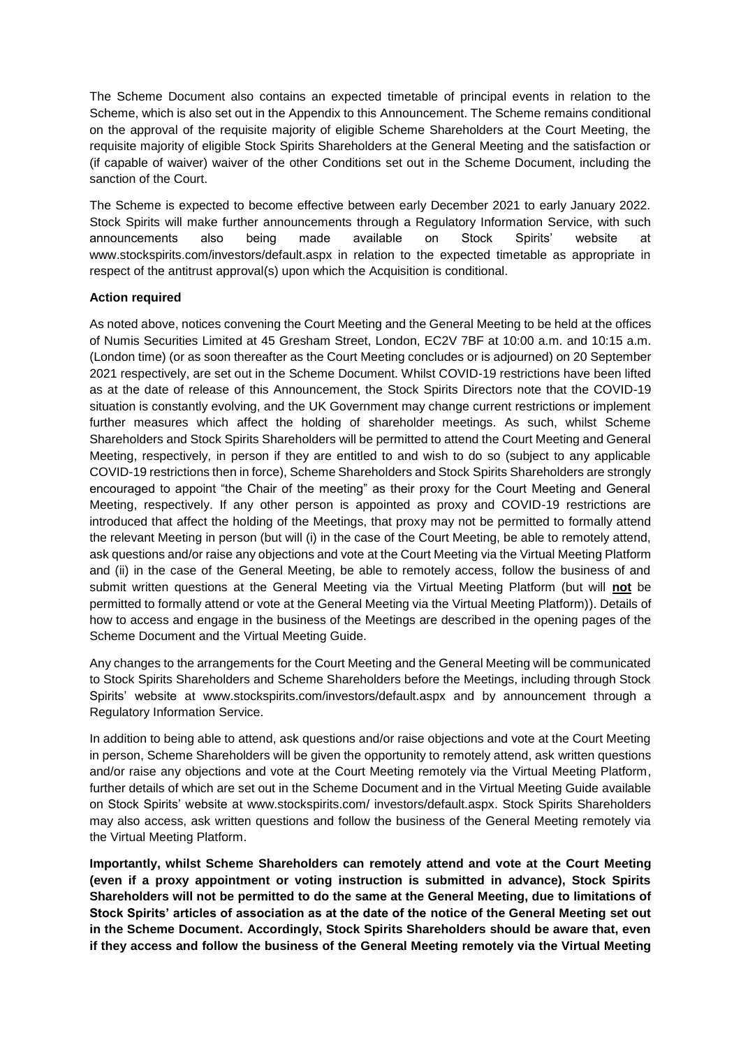The Scheme Document also contains an expected timetable of principal events in relation to the Scheme, which is also set out in the Appendix to this Announcement. The Scheme remains conditional on the approval of the requisite majority of eligible Scheme Shareholders at the Court Meeting, the requisite majority of eligible Stock Spirits Shareholders at the General Meeting and the satisfaction or (if capable of waiver) waiver of the other Conditions set out in the Scheme Document, including the sanction of the Court.

The Scheme is expected to become effective between early December 2021 to early January 2022. Stock Spirits will make further announcements through a Regulatory Information Service, with such announcements also being made available on Stock Spirits' website at www.stockspirits.com/investors/default.aspx in relation to the expected timetable as appropriate in respect of the antitrust approval(s) upon which the Acquisition is conditional.

**Action required**

As noted above, notices convening the Court Meeting and the General Meeting to be held at the offices of Numis Securities Limited at 45 Gresham Street, London, EC2V 7BF at 10:00 a.m. and 10:15 a.m. (London time) (or as soon thereafter as the Court Meeting concludes or is adjourned) on 20 September 2021 respectively, are set out in the Scheme Document. Whilst COVID-19 restrictions have been lifted as at the date of release of this Announcement, the Stock Spirits Directors note that the COVID-19 situation is constantly evolving, and the UK Government may change current restrictions or implement further measures which affect the holding of shareholder meetings. As such, whilst Scheme Shareholders and Stock Spirits Shareholders will be permitted to attend the Court Meeting and General Meeting, respectively, in person if they are entitled to and wish to do so (subject to any applicable COVID-19 restrictions then in force), Scheme Shareholders and Stock Spirits Shareholders are strongly encouraged to appoint "the Chair of the meeting" as their proxy for the Court Meeting and General Meeting, respectively. If any other person is appointed as proxy and COVID-19 restrictions are introduced that affect the holding of the Meetings, that proxy may not be permitted to formally attend the relevant Meeting in person (but will (i) in the case of the Court Meeting, be able to remotely attend, ask questions and/or raise any objections and vote at the Court Meeting via the Virtual Meeting Platform and (ii) in the case of the General Meeting, be able to remotely access, follow the business of and submit written questions at the General Meeting via the Virtual Meeting Platform (but will **not** be permitted to formally attend or vote at the General Meeting via the Virtual Meeting Platform)). Details of how to access and engage in the business of the Meetings are described in the opening pages of the Scheme Document and the Virtual Meeting Guide.

Any changes to the arrangements for the Court Meeting and the General Meeting will be communicated to Stock Spirits Shareholders and Scheme Shareholders before the Meetings, including through Stock Spirits' website at www.stockspirits.com/investors/default.aspx and by announcement through a Regulatory Information Service.

In addition to being able to attend, ask questions and/or raise objections and vote at the Court Meeting in person, Scheme Shareholders will be given the opportunity to remotely attend, ask written questions and/or raise any objections and vote at the Court Meeting remotely via the Virtual Meeting Platform, further details of which are set out in the Scheme Document and in the Virtual Meeting Guide available on Stock Spirits' website at www.stockspirits.com/ investors/default.aspx. Stock Spirits Shareholders may also access, ask written questions and follow the business of the General Meeting remotely via the Virtual Meeting Platform.

**Importantly, whilst Scheme Shareholders can remotely attend and vote at the Court Meeting (even if a proxy appointment or voting instruction is submitted in advance), Stock Spirits Shareholders will not be permitted to do the same at the General Meeting, due to limitations of Stock Spirits' articles of association as at the date of the notice of the General Meeting set out in the Scheme Document. Accordingly, Stock Spirits Shareholders should be aware that, even if they access and follow the business of the General Meeting remotely via the Virtual Meeting**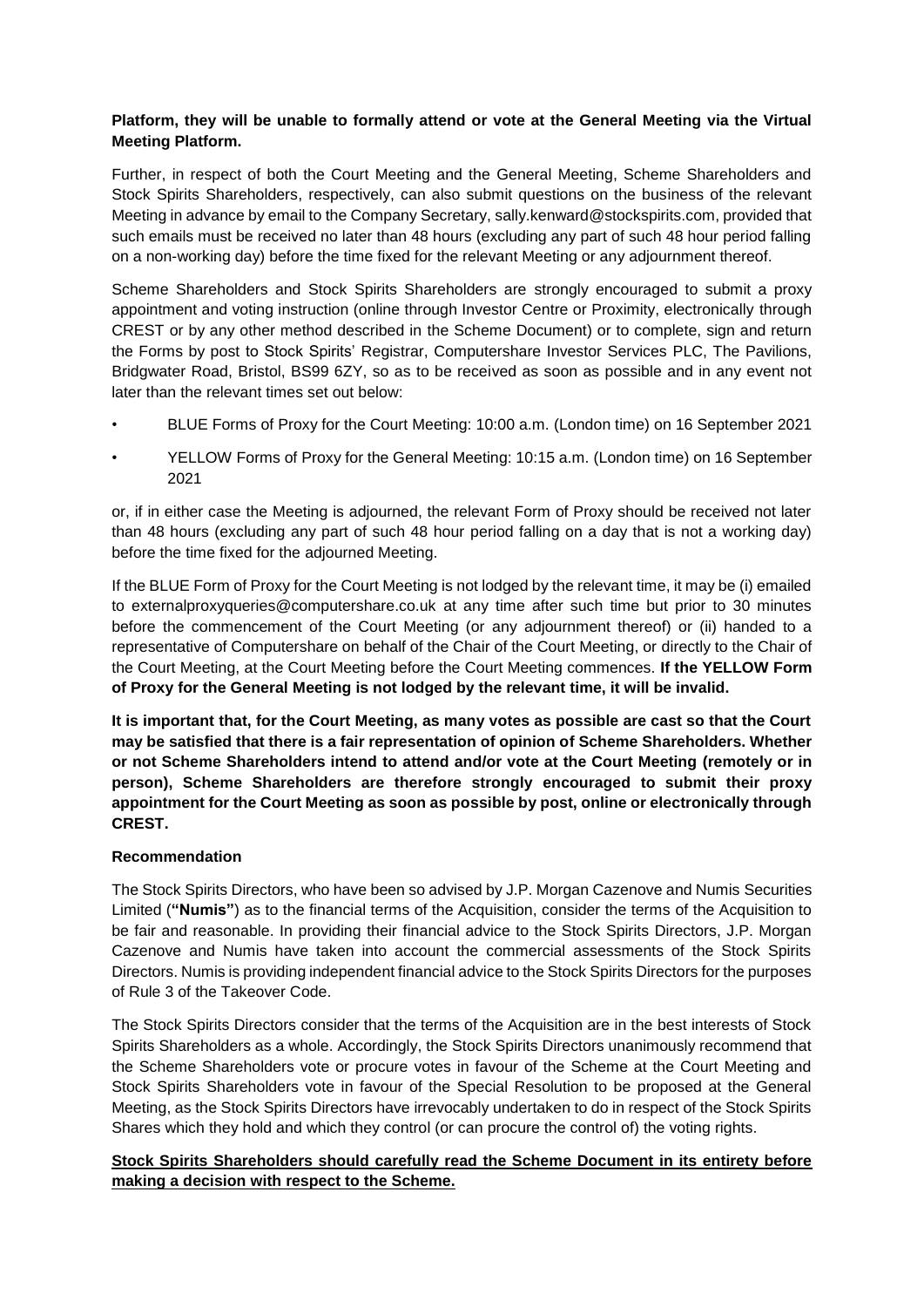**Platform, they will be unable to formally attend or vote at the General Meeting via the Virtual Meeting Platform.**

Further, in respect of both the Court Meeting and the General Meeting, Scheme Shareholders and Stock Spirits Shareholders, respectively, can also submit questions on the business of the relevant Meeting in advance by email to the Company Secretary, sally.kenward@stockspirits.com, provided that such emails must be received no later than 48 hours (excluding any part of such 48 hour period falling on a non-working day) before the time fixed for the relevant Meeting or any adjournment thereof.

Scheme Shareholders and Stock Spirits Shareholders are strongly encouraged to submit a proxy appointment and voting instruction (online through Investor Centre or Proximity, electronically through CREST or by any other method described in the Scheme Document) or to complete, sign and return the Forms by post to Stock Spirits' Registrar, Computershare Investor Services PLC, The Pavilions, Bridgwater Road, Bristol, BS99 6ZY, so as to be received as soon as possible and in any event not later than the relevant times set out below:

- BLUE Forms of Proxy for the Court Meeting: 10:00 a.m. (London time) on 16 September 2021
- YELLOW Forms of Proxy for the General Meeting: 10:15 a.m. (London time) on 16 September 2021

or, if in either case the Meeting is adjourned, the relevant Form of Proxy should be received not later than 48 hours (excluding any part of such 48 hour period falling on a day that is not a working day) before the time fixed for the adjourned Meeting.

If the BLUE Form of Proxy for the Court Meeting is not lodged by the relevant time, it may be (i) emailed to externalproxyqueries@computershare.co.uk at any time after such time but prior to 30 minutes before the commencement of the Court Meeting (or any adjournment thereof) or (ii) handed to a representative of Computershare on behalf of the Chair of the Court Meeting, or directly to the Chair of the Court Meeting, at the Court Meeting before the Court Meeting commences. **If the YELLOW Form of Proxy for the General Meeting is not lodged by the relevant time, it will be invalid.**

**It is important that, for the Court Meeting, as many votes as possible are cast so that the Court may be satisfied that there is a fair representation of opinion of Scheme Shareholders. Whether or not Scheme Shareholders intend to attend and/or vote at the Court Meeting (remotely or in person), Scheme Shareholders are therefore strongly encouraged to submit their proxy appointment for the Court Meeting as soon as possible by post, online or electronically through CREST.**

**Recommendation**

The Stock Spirits Directors, who have been so advised by J.P. Morgan Cazenove and Numis Securities Limited (**"Numis"**) as to the financial terms of the Acquisition, consider the terms of the Acquisition to be fair and reasonable. In providing their financial advice to the Stock Spirits Directors, J.P. Morgan Cazenove and Numis have taken into account the commercial assessments of the Stock Spirits Directors. Numis is providing independent financial advice to the Stock Spirits Directors for the purposes of Rule 3 of the Takeover Code.

The Stock Spirits Directors consider that the terms of the Acquisition are in the best interests of Stock Spirits Shareholders as a whole. Accordingly, the Stock Spirits Directors unanimously recommend that the Scheme Shareholders vote or procure votes in favour of the Scheme at the Court Meeting and Stock Spirits Shareholders vote in favour of the Special Resolution to be proposed at the General Meeting, as the Stock Spirits Directors have irrevocably undertaken to do in respect of the Stock Spirits Shares which they hold and which they control (or can procure the control of) the voting rights.

**Stock Spirits Shareholders should carefully read the Scheme Document in its entirety before making a decision with respect to the Scheme.**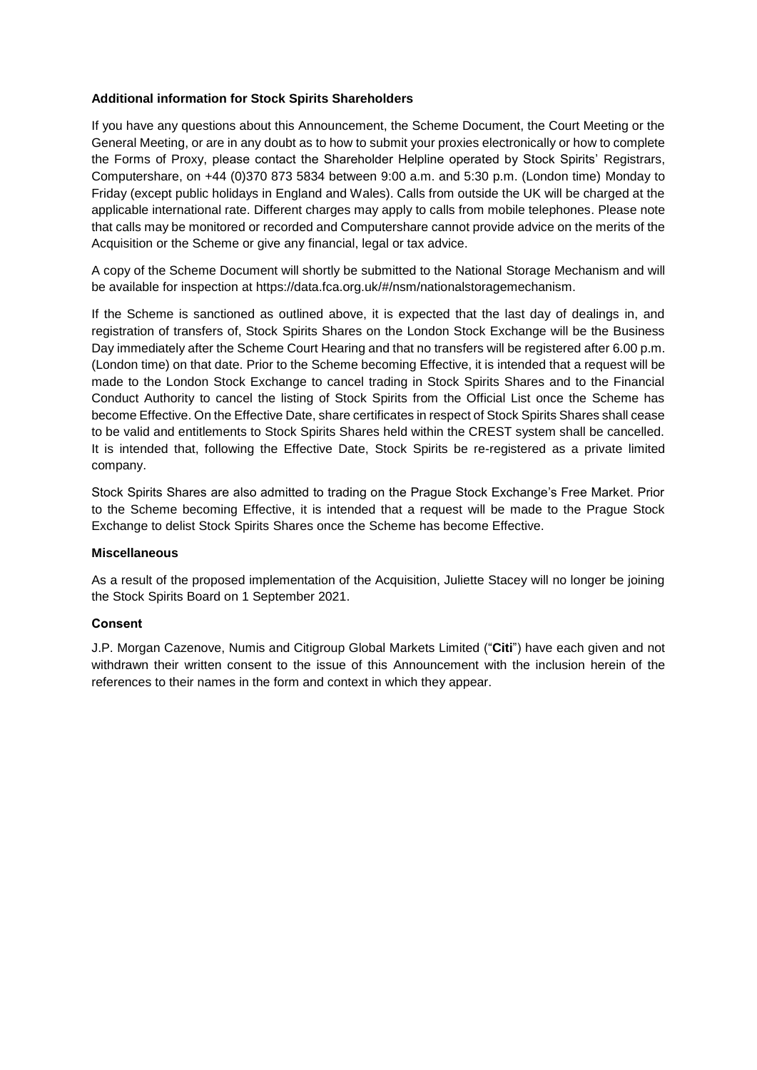**Additional information for Stock Spirits Shareholders**

If you have any questions about this Announcement, the Scheme Document, the Court Meeting or the General Meeting, or are in any doubt as to how to submit your proxies electronically or how to complete the Forms of Proxy, please contact the Shareholder Helpline operated by Stock Spirits' Registrars, Computershare, on +44 (0)370 873 5834 between 9:00 a.m. and 5:30 p.m. (London time) Monday to Friday (except public holidays in England and Wales). Calls from outside the UK will be charged at the applicable international rate. Different charges may apply to calls from mobile telephones. Please note that calls may be monitored or recorded and Computershare cannot provide advice on the merits of the Acquisition or the Scheme or give any financial, legal or tax advice.

A copy of the Scheme Document will shortly be submitted to the National Storage Mechanism and will be available for inspection at https://data.fca.org.uk/#/nsm/nationalstoragemechanism.

If the Scheme is sanctioned as outlined above, it is expected that the last day of dealings in, and registration of transfers of, Stock Spirits Shares on the London Stock Exchange will be the Business Day immediately after the Scheme Court Hearing and that no transfers will be registered after 6.00 p.m. (London time) on that date. Prior to the Scheme becoming Effective, it is intended that a request will be made to the London Stock Exchange to cancel trading in Stock Spirits Shares and to the Financial Conduct Authority to cancel the listing of Stock Spirits from the Official List once the Scheme has become Effective. On the Effective Date, share certificates in respect of Stock Spirits Shares shall cease to be valid and entitlements to Stock Spirits Shares held within the CREST system shall be cancelled. It is intended that, following the Effective Date, Stock Spirits be re-registered as a private limited company.

Stock Spirits Shares are also admitted to trading on the Prague Stock Exchange's Free Market. Prior to the Scheme becoming Effective, it is intended that a request will be made to the Prague Stock Exchange to delist Stock Spirits Shares once the Scheme has become Effective.

**Miscellaneous**

As a result of the proposed implementation of the Acquisition, Juliette Stacey will no longer be joining the Stock Spirits Board on 1 September 2021.

**Consent**

J.P. Morgan Cazenove, Numis and Citigroup Global Markets Limited ("**Citi**") have each given and not withdrawn their written consent to the issue of this Announcement with the inclusion herein of the references to their names in the form and context in which they appear.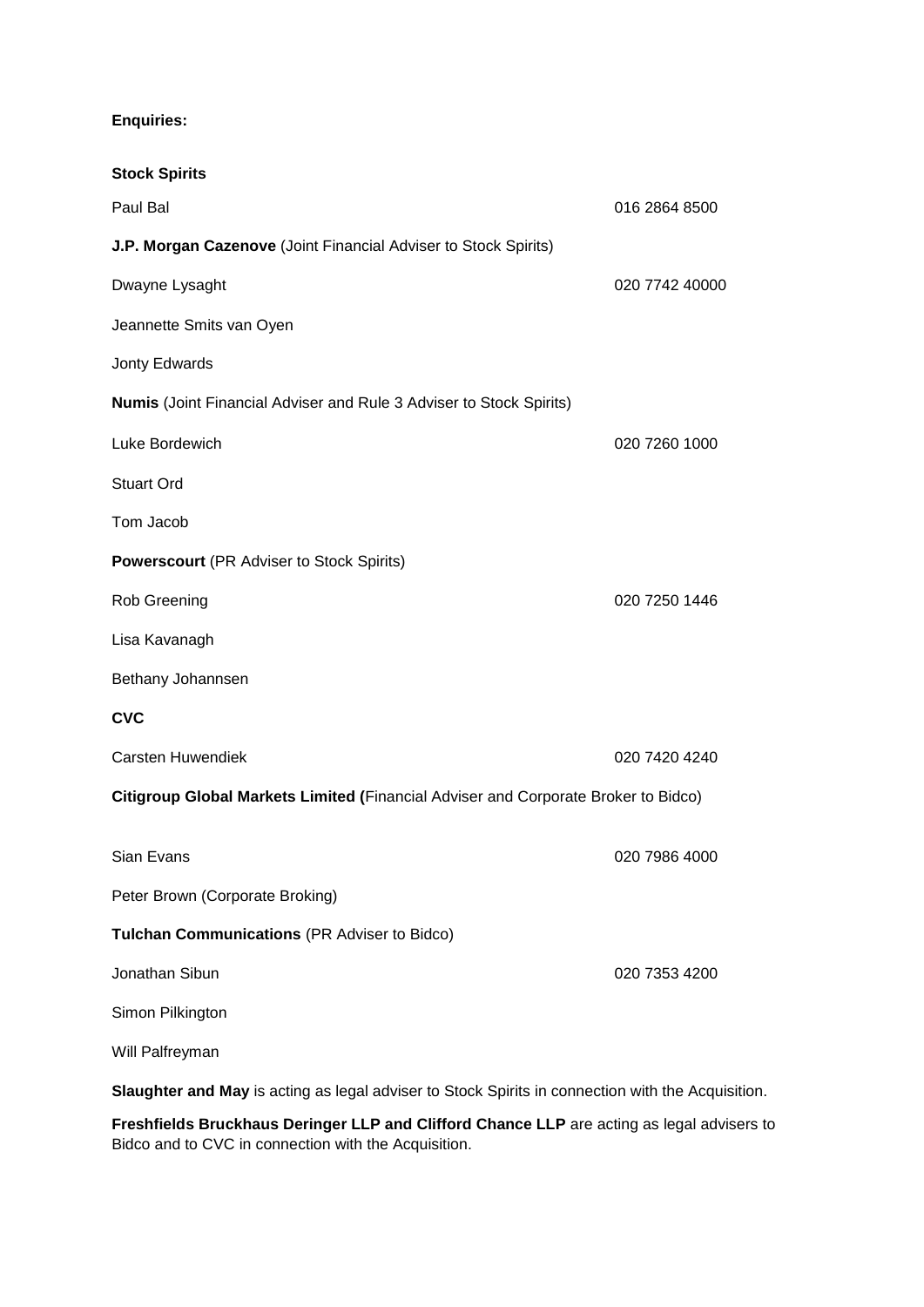**Enquiries:**

**Stock Spirits**

| | |
|---|---|
| Paul Bal | 016 2864 8500 |
| **J.P. Morgan Cazenove** (Joint Financial Adviser to Stock Spirits) | |
| Dwayne Lysaght | 020 7742 40000 |
| Jeannette Smits van Oyen | |
| Jonty Edwards | |
| **Numis** (Joint Financial Adviser and Rule 3 Adviser to Stock Spirits) | |
| Luke Bordewich | 020 7260 1000 |
| Stuart Ord | |
| Tom Jacob | |
| **Powerscourt** (PR Adviser to Stock Spirits) | |
| Rob Greening | 020 7250 1446 |
| Lisa Kavanagh | |
| Bethany Johannsen | |
| **CVC** | |
| Carsten Huwendiek | 020 7420 4240 |
| **Citigroup Global Markets Limited (**Financial Adviser and Corporate Broker to Bidco) | |
| Sian Evans | 020 7986 4000 |
| Peter Brown (Corporate Broking) | |
| **Tulchan Communications** (PR Adviser to Bidco) | |
| Jonathan Sibun | 020 7353 4200 |
| Simon Pilkington | |
| Will Palfreyman | |

**Slaughter and May** is acting as legal adviser to Stock Spirits in connection with the Acquisition.

**Freshfields Bruckhaus Deringer LLP and Clifford Chance LLP** are acting as legal advisers to Bidco and to CVC in connection with the Acquisition.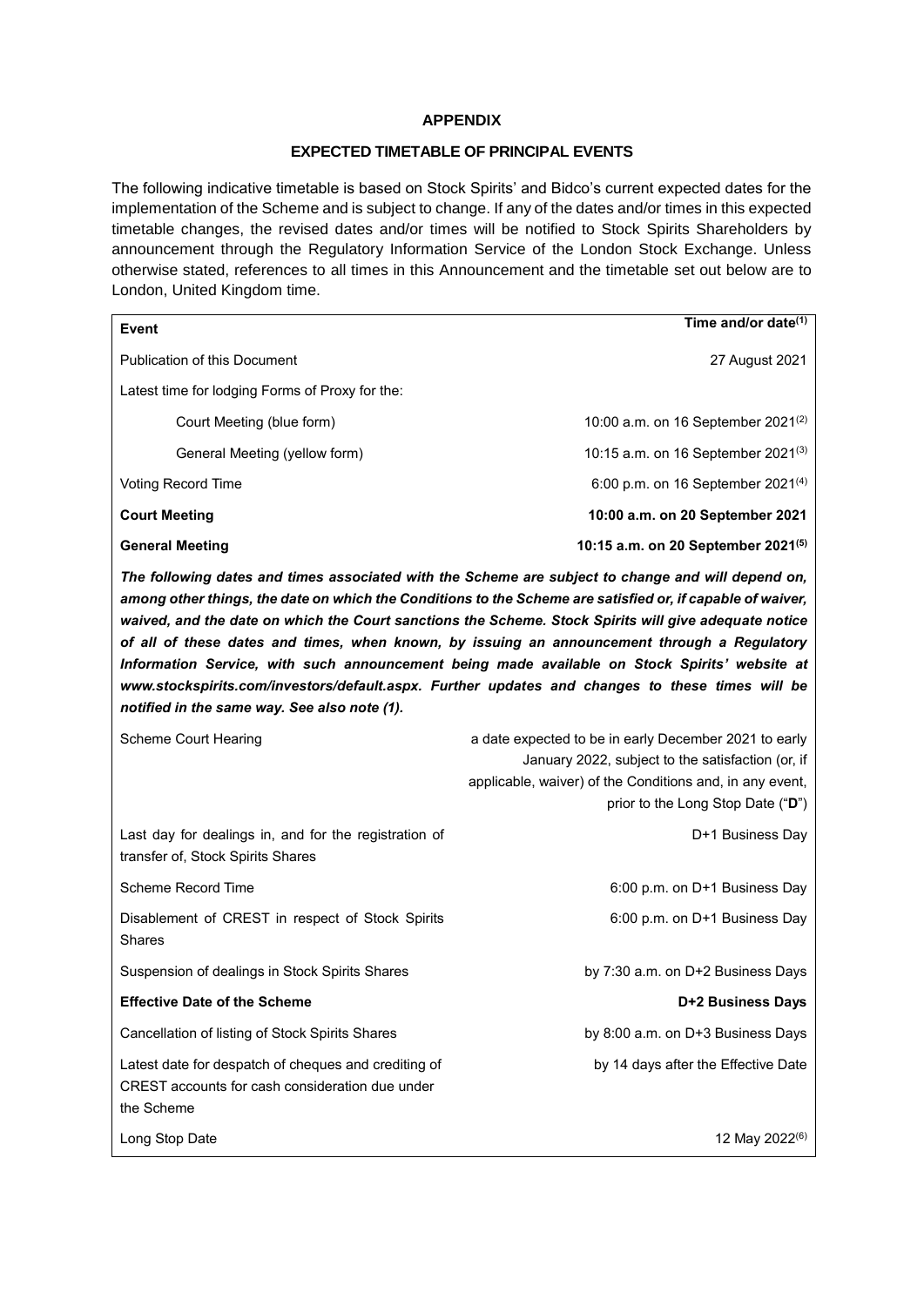## APPENDIX

### EXPECTED TIMETABLE OF PRINCIPAL EVENTS

The following indicative timetable is based on Stock Spirits' and Bidco's current expected dates for the implementation of the Scheme and is subject to change. If any of the dates and/or times in this expected timetable changes, the revised dates and/or times will be notified to Stock Spirits Shareholders by announcement through the Regulatory Information Service of the London Stock Exchange. Unless otherwise stated, references to all times in this Announcement and the timetable set out below are to London, United Kingdom time.

| **Event** | **Time and/or date[(1)]** |
|---|---|
| Publication of this Document | 27 August 2021 |
| Latest time for lodging Forms of Proxy for the: | |
| Court Meeting (blue form) | 10:00 a.m. on 16 September 2021[(2)] |
| General Meeting (yellow form) | 10:15 a.m. on 16 September 2021[(3)] |
| Voting Record Time | 6:00 p.m. on 16 September 2021[(4)] |
| **Court Meeting** | **10:00 a.m. on 20 September 2021** |
| **General Meeting** | **10:15 a.m. on 20 September 2021[(5)]** |
| ***The following dates and times associated with the Scheme are subject to change and will depend on, among other things, the date on which the Conditions to the Scheme are satisfied or, if capable of waiver, waived, and the date on which the Court sanctions the Scheme. Stock Spirits will give adequate notice of all of these dates and times, when known, by issuing an announcement through a Regulatory Information Service, with such announcement being made available on Stock Spirits' website at www.stockspirits.com/investors/default.aspx. Further updates and changes to these times will be notified in the same way. See also note (1).*** | |
| Scheme Court Hearing | a date expected to be in early December 2021 to early January 2022, subject to the satisfaction (or, if applicable, waiver) of the Conditions and, in any event, prior to the Long Stop Date ("**D**") |
| Last day for dealings in, and for the registration of transfer of, Stock Spirits Shares | D+1 Business Day |
| Scheme Record Time | 6:00 p.m. on D+1 Business Day |
| Disablement of CREST in respect of Stock Spirits Shares | 6:00 p.m. on D+1 Business Day |
| Suspension of dealings in Stock Spirits Shares | by 7:30 a.m. on D+2 Business Days |
| **Effective Date of the Scheme** | **D+2 Business Days** |
| Cancellation of listing of Stock Spirits Shares | by 8:00 a.m. on D+3 Business Days |
| Latest date for despatch of cheques and crediting of CREST accounts for cash consideration due under the Scheme | by 14 days after the Effective Date |
| Long Stop Date | 12 May 2022[(6)] |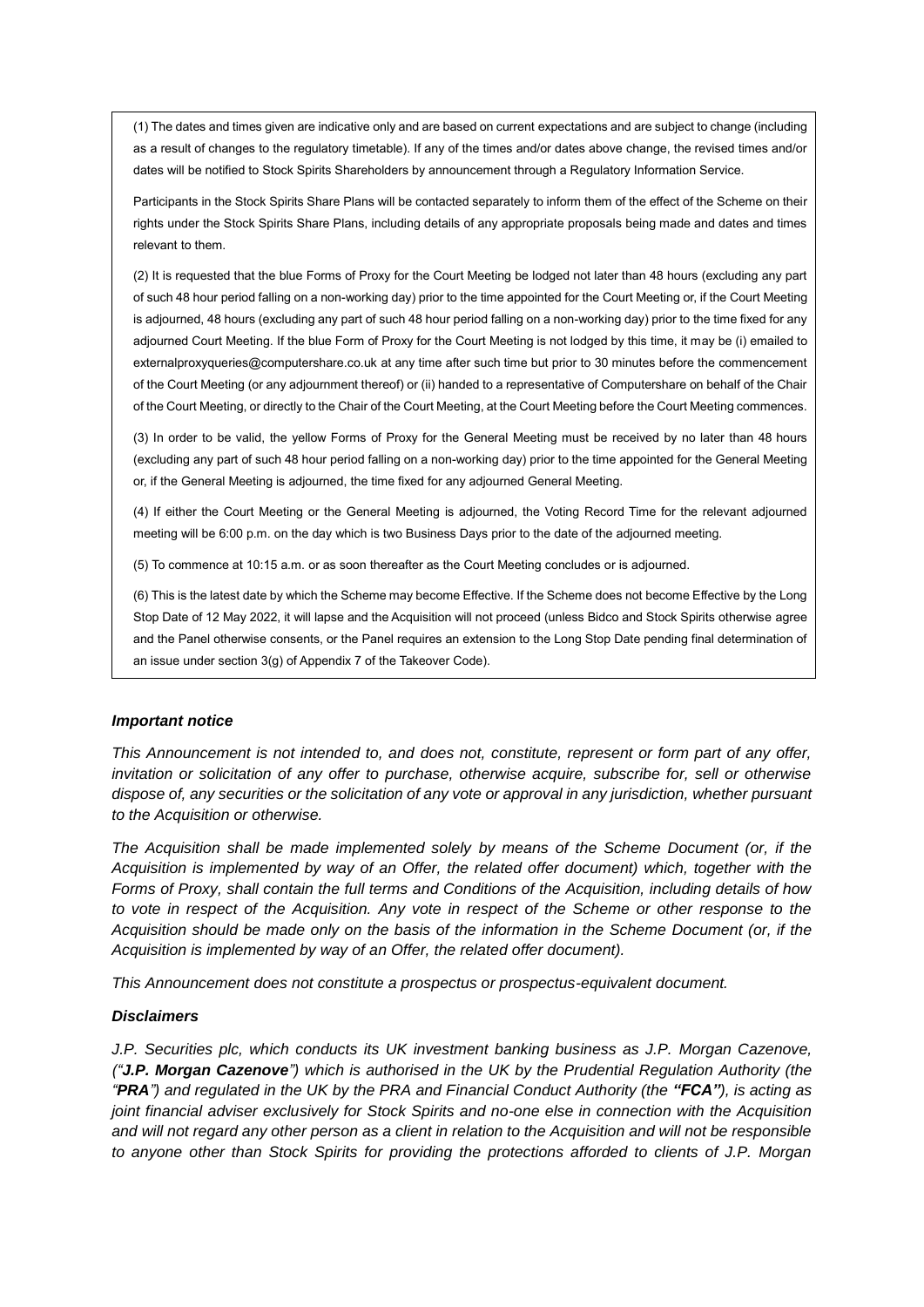(1) The dates and times given are indicative only and are based on current expectations and are subject to change (including as a result of changes to the regulatory timetable). If any of the times and/or dates above change, the revised times and/or dates will be notified to Stock Spirits Shareholders by announcement through a Regulatory Information Service.

Participants in the Stock Spirits Share Plans will be contacted separately to inform them of the effect of the Scheme on their rights under the Stock Spirits Share Plans, including details of any appropriate proposals being made and dates and times relevant to them.

(2) It is requested that the blue Forms of Proxy for the Court Meeting be lodged not later than 48 hours (excluding any part of such 48 hour period falling on a non-working day) prior to the time appointed for the Court Meeting or, if the Court Meeting is adjourned, 48 hours (excluding any part of such 48 hour period falling on a non-working day) prior to the time fixed for any adjourned Court Meeting. If the blue Form of Proxy for the Court Meeting is not lodged by this time, it may be (i) emailed to externalproxyqueries@computershare.co.uk at any time after such time but prior to 30 minutes before the commencement of the Court Meeting (or any adjournment thereof) or (ii) handed to a representative of Computershare on behalf of the Chair of the Court Meeting, or directly to the Chair of the Court Meeting, at the Court Meeting before the Court Meeting commences.

(3) In order to be valid, the yellow Forms of Proxy for the General Meeting must be received by no later than 48 hours (excluding any part of such 48 hour period falling on a non-working day) prior to the time appointed for the General Meeting or, if the General Meeting is adjourned, the time fixed for any adjourned General Meeting.

(4) If either the Court Meeting or the General Meeting is adjourned, the Voting Record Time for the relevant adjourned meeting will be 6:00 p.m. on the day which is two Business Days prior to the date of the adjourned meeting.

(5) To commence at 10:15 a.m. or as soon thereafter as the Court Meeting concludes or is adjourned.

(6) This is the latest date by which the Scheme may become Effective. If the Scheme does not become Effective by the Long Stop Date of 12 May 2022, it will lapse and the Acquisition will not proceed (unless Bidco and Stock Spirits otherwise agree and the Panel otherwise consents, or the Panel requires an extension to the Long Stop Date pending final determination of an issue under section 3(g) of Appendix 7 of the Takeover Code).

***Important notice***

*This Announcement is not intended to, and does not, constitute, represent or form part of any offer, invitation or solicitation of any offer to purchase, otherwise acquire, subscribe for, sell or otherwise dispose of, any securities or the solicitation of any vote or approval in any jurisdiction, whether pursuant to the Acquisition or otherwise.*

*The Acquisition shall be made implemented solely by means of the Scheme Document (or, if the Acquisition is implemented by way of an Offer, the related offer document) which, together with the Forms of Proxy, shall contain the full terms and Conditions of the Acquisition, including details of how to vote in respect of the Acquisition. Any vote in respect of the Scheme or other response to the Acquisition should be made only on the basis of the information in the Scheme Document (or, if the Acquisition is implemented by way of an Offer, the related offer document).*

*This Announcement does not constitute a prospectus or prospectus-equivalent document.*

***Disclaimers***

*J.P. Securities plc, which conducts its UK investment banking business as J.P. Morgan Cazenove, ("**J.P. Morgan Cazenove**") which is authorised in the UK by the Prudential Regulation Authority (the "**PRA**") and regulated in the UK by the PRA and Financial Conduct Authority (the **"FCA"**), is acting as joint financial adviser exclusively for Stock Spirits and no-one else in connection with the Acquisition and will not regard any other person as a client in relation to the Acquisition and will not be responsible to anyone other than Stock Spirits for providing the protections afforded to clients of J.P. Morgan*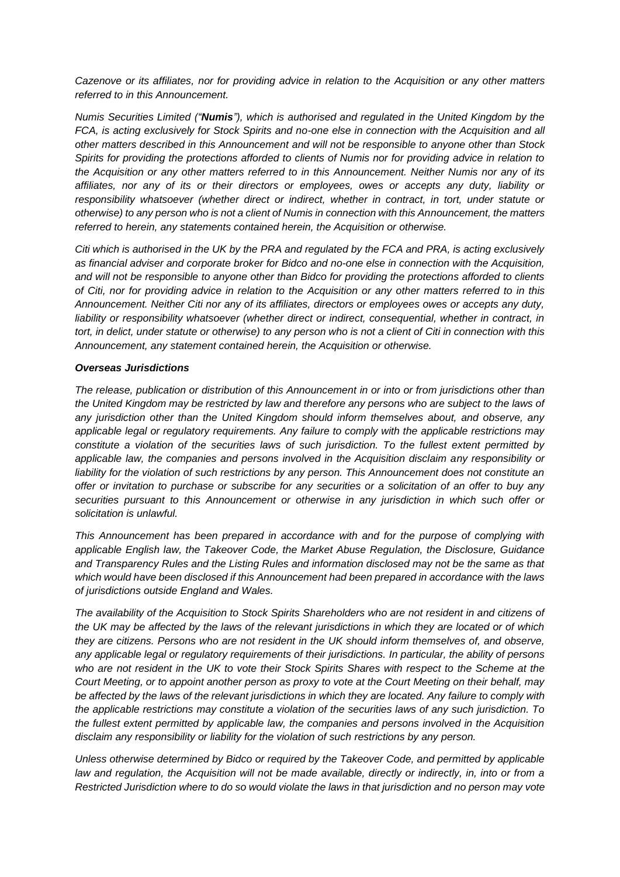*Cazenove or its affiliates, nor for providing advice in relation to the Acquisition or any other matters referred to in this Announcement.*

*Numis Securities Limited ("**Numis**"), which is authorised and regulated in the United Kingdom by the FCA, is acting exclusively for Stock Spirits and no-one else in connection with the Acquisition and all other matters described in this Announcement and will not be responsible to anyone other than Stock Spirits for providing the protections afforded to clients of Numis nor for providing advice in relation to the Acquisition or any other matters referred to in this Announcement. Neither Numis nor any of its affiliates, nor any of its or their directors or employees, owes or accepts any duty, liability or responsibility whatsoever (whether direct or indirect, whether in contract, in tort, under statute or otherwise) to any person who is not a client of Numis in connection with this Announcement, the matters referred to herein, any statements contained herein, the Acquisition or otherwise.*

*Citi which is authorised in the UK by the PRA and regulated by the FCA and PRA, is acting exclusively as financial adviser and corporate broker for Bidco and no-one else in connection with the Acquisition, and will not be responsible to anyone other than Bidco for providing the protections afforded to clients of Citi, nor for providing advice in relation to the Acquisition or any other matters referred to in this Announcement. Neither Citi nor any of its affiliates, directors or employees owes or accepts any duty, liability or responsibility whatsoever (whether direct or indirect, consequential, whether in contract, in tort, in delict, under statute or otherwise) to any person who is not a client of Citi in connection with this Announcement, any statement contained herein, the Acquisition or otherwise.*

***Overseas Jurisdictions***

*The release, publication or distribution of this Announcement in or into or from jurisdictions other than the United Kingdom may be restricted by law and therefore any persons who are subject to the laws of any jurisdiction other than the United Kingdom should inform themselves about, and observe, any applicable legal or regulatory requirements. Any failure to comply with the applicable restrictions may constitute a violation of the securities laws of such jurisdiction. To the fullest extent permitted by applicable law, the companies and persons involved in the Acquisition disclaim any responsibility or liability for the violation of such restrictions by any person. This Announcement does not constitute an offer or invitation to purchase or subscribe for any securities or a solicitation of an offer to buy any securities pursuant to this Announcement or otherwise in any jurisdiction in which such offer or solicitation is unlawful.*

*This Announcement has been prepared in accordance with and for the purpose of complying with applicable English law, the Takeover Code, the Market Abuse Regulation, the Disclosure, Guidance and Transparency Rules and the Listing Rules and information disclosed may not be the same as that which would have been disclosed if this Announcement had been prepared in accordance with the laws of jurisdictions outside England and Wales.*

*The availability of the Acquisition to Stock Spirits Shareholders who are not resident in and citizens of the UK may be affected by the laws of the relevant jurisdictions in which they are located or of which they are citizens. Persons who are not resident in the UK should inform themselves of, and observe, any applicable legal or regulatory requirements of their jurisdictions. In particular, the ability of persons who are not resident in the UK to vote their Stock Spirits Shares with respect to the Scheme at the Court Meeting, or to appoint another person as proxy to vote at the Court Meeting on their behalf, may be affected by the laws of the relevant jurisdictions in which they are located. Any failure to comply with the applicable restrictions may constitute a violation of the securities laws of any such jurisdiction. To the fullest extent permitted by applicable law, the companies and persons involved in the Acquisition disclaim any responsibility or liability for the violation of such restrictions by any person.*

*Unless otherwise determined by Bidco or required by the Takeover Code, and permitted by applicable law and regulation, the Acquisition will not be made available, directly or indirectly, in, into or from a Restricted Jurisdiction where to do so would violate the laws in that jurisdiction and no person may vote*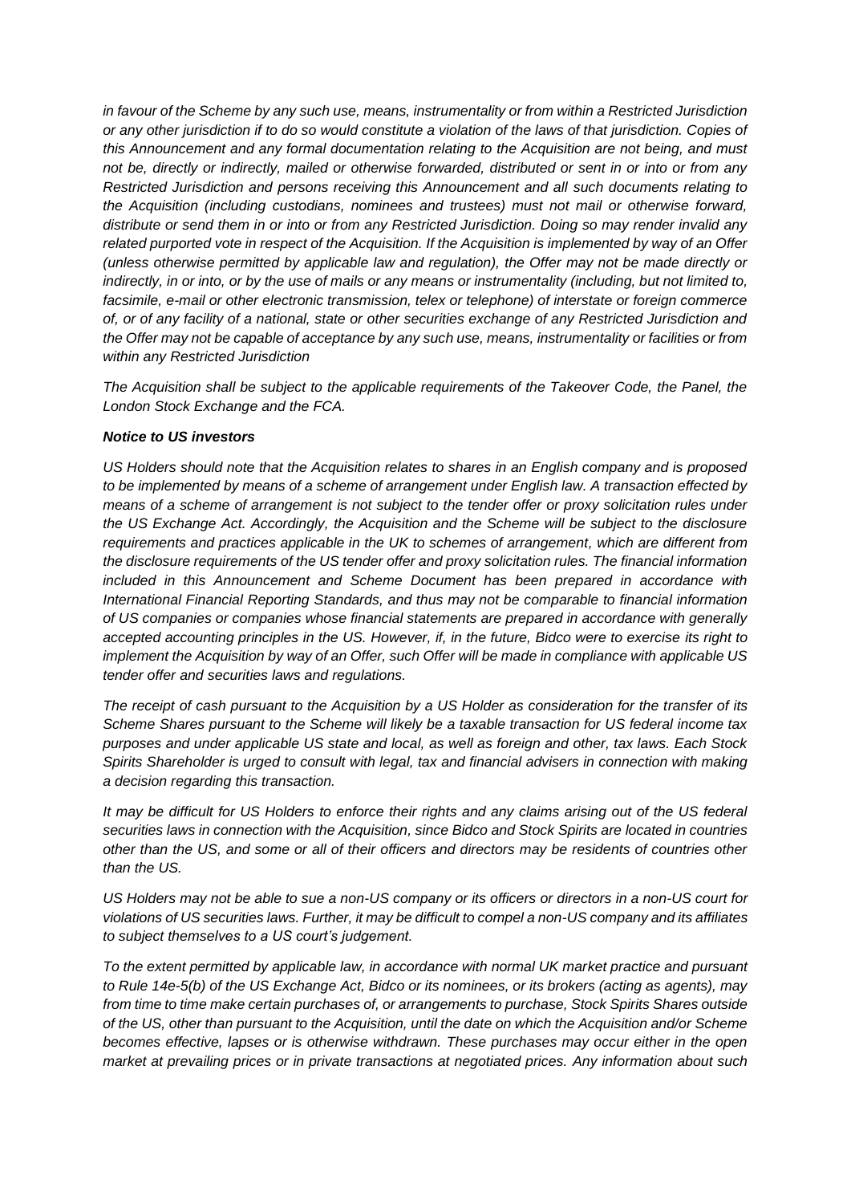*in favour of the Scheme by any such use, means, instrumentality or from within a Restricted Jurisdiction or any other jurisdiction if to do so would constitute a violation of the laws of that jurisdiction. Copies of this Announcement and any formal documentation relating to the Acquisition are not being, and must not be, directly or indirectly, mailed or otherwise forwarded, distributed or sent in or into or from any Restricted Jurisdiction and persons receiving this Announcement and all such documents relating to the Acquisition (including custodians, nominees and trustees) must not mail or otherwise forward, distribute or send them in or into or from any Restricted Jurisdiction. Doing so may render invalid any related purported vote in respect of the Acquisition. If the Acquisition is implemented by way of an Offer (unless otherwise permitted by applicable law and regulation), the Offer may not be made directly or indirectly, in or into, or by the use of mails or any means or instrumentality (including, but not limited to, facsimile, e-mail or other electronic transmission, telex or telephone) of interstate or foreign commerce of, or of any facility of a national, state or other securities exchange of any Restricted Jurisdiction and the Offer may not be capable of acceptance by any such use, means, instrumentality or facilities or from within any Restricted Jurisdiction*

*The Acquisition shall be subject to the applicable requirements of the Takeover Code, the Panel, the London Stock Exchange and the FCA.*

***Notice to US investors***

*US Holders should note that the Acquisition relates to shares in an English company and is proposed to be implemented by means of a scheme of arrangement under English law. A transaction effected by means of a scheme of arrangement is not subject to the tender offer or proxy solicitation rules under the US Exchange Act. Accordingly, the Acquisition and the Scheme will be subject to the disclosure requirements and practices applicable in the UK to schemes of arrangement, which are different from the disclosure requirements of the US tender offer and proxy solicitation rules. The financial information included in this Announcement and Scheme Document has been prepared in accordance with International Financial Reporting Standards, and thus may not be comparable to financial information of US companies or companies whose financial statements are prepared in accordance with generally accepted accounting principles in the US. However, if, in the future, Bidco were to exercise its right to implement the Acquisition by way of an Offer, such Offer will be made in compliance with applicable US tender offer and securities laws and regulations.*

*The receipt of cash pursuant to the Acquisition by a US Holder as consideration for the transfer of its Scheme Shares pursuant to the Scheme will likely be a taxable transaction for US federal income tax purposes and under applicable US state and local, as well as foreign and other, tax laws. Each Stock Spirits Shareholder is urged to consult with legal, tax and financial advisers in connection with making a decision regarding this transaction.*

*It may be difficult for US Holders to enforce their rights and any claims arising out of the US federal securities laws in connection with the Acquisition, since Bidco and Stock Spirits are located in countries other than the US, and some or all of their officers and directors may be residents of countries other than the US.*

*US Holders may not be able to sue a non-US company or its officers or directors in a non-US court for violations of US securities laws. Further, it may be difficult to compel a non-US company and its affiliates to subject themselves to a US court's judgement.*

*To the extent permitted by applicable law, in accordance with normal UK market practice and pursuant to Rule 14e-5(b) of the US Exchange Act, Bidco or its nominees, or its brokers (acting as agents), may from time to time make certain purchases of, or arrangements to purchase, Stock Spirits Shares outside of the US, other than pursuant to the Acquisition, until the date on which the Acquisition and/or Scheme becomes effective, lapses or is otherwise withdrawn. These purchases may occur either in the open market at prevailing prices or in private transactions at negotiated prices. Any information about such*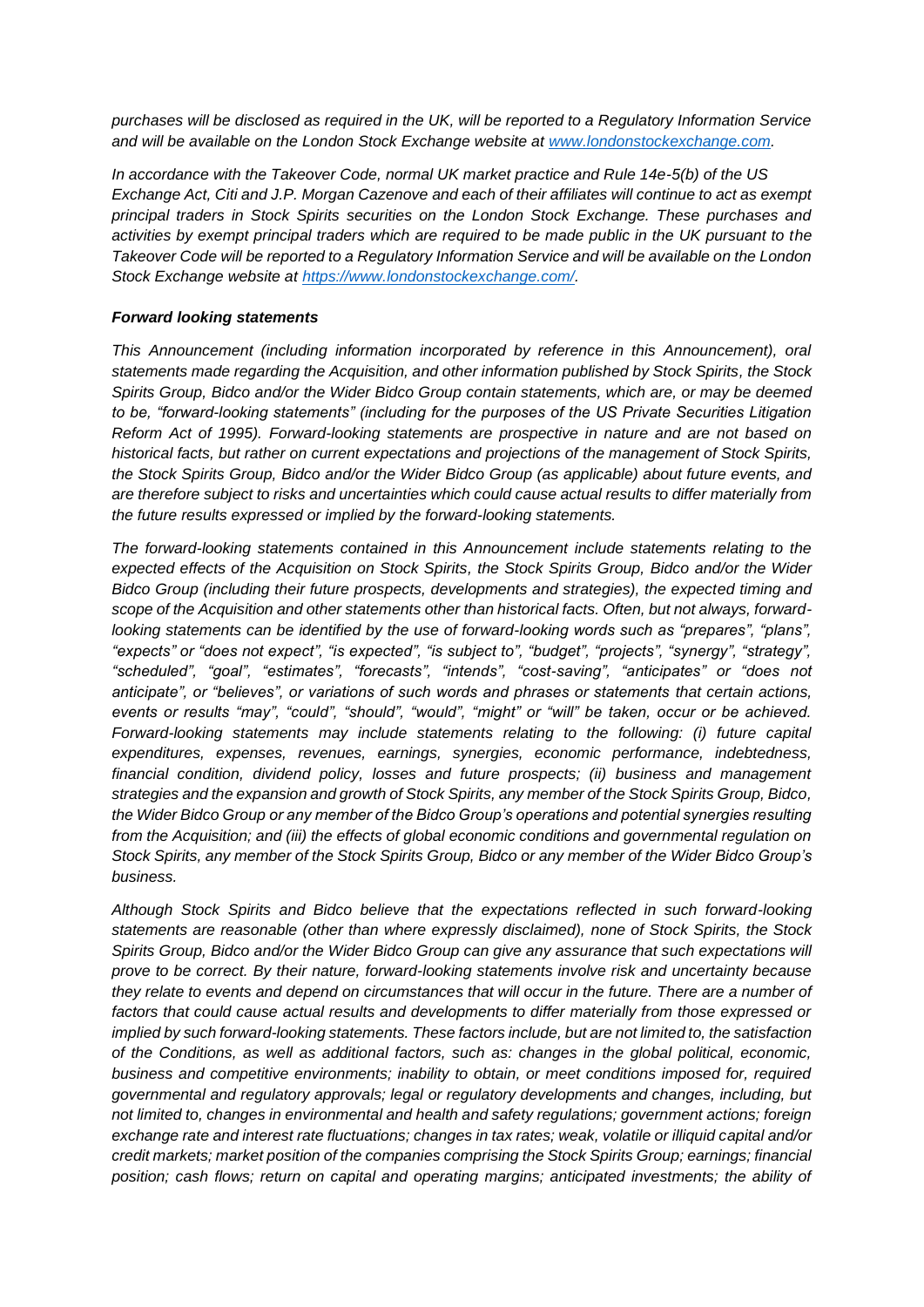*purchases will be disclosed as required in the UK, will be reported to a Regulatory Information Service and will be available on the London Stock Exchange website at [www.londonstockexchange.com](www.londonstockexchange.com).*

*In accordance with the Takeover Code, normal UK market practice and Rule 14e-5(b) of the US Exchange Act, Citi and J.P. Morgan Cazenove and each of their affiliates will continue to act as exempt principal traders in Stock Spirits securities on the London Stock Exchange. These purchases and activities by exempt principal traders which are required to be made public in the UK pursuant to the Takeover Code will be reported to a Regulatory Information Service and will be available on the London Stock Exchange website at [https://www.londonstockexchange.com/](https://www.londonstockexchange.com/).*

***Forward looking statements***

*This Announcement (including information incorporated by reference in this Announcement), oral statements made regarding the Acquisition, and other information published by Stock Spirits, the Stock Spirits Group, Bidco and/or the Wider Bidco Group contain statements, which are, or may be deemed to be, "forward-looking statements" (including for the purposes of the US Private Securities Litigation Reform Act of 1995). Forward-looking statements are prospective in nature and are not based on historical facts, but rather on current expectations and projections of the management of Stock Spirits, the Stock Spirits Group, Bidco and/or the Wider Bidco Group (as applicable) about future events, and are therefore subject to risks and uncertainties which could cause actual results to differ materially from the future results expressed or implied by the forward-looking statements.*

*The forward-looking statements contained in this Announcement include statements relating to the expected effects of the Acquisition on Stock Spirits, the Stock Spirits Group, Bidco and/or the Wider Bidco Group (including their future prospects, developments and strategies), the expected timing and scope of the Acquisition and other statements other than historical facts. Often, but not always, forward-looking statements can be identified by the use of forward-looking words such as "prepares", "plans", "expects" or "does not expect", "is expected", "is subject to", "budget", "projects", "synergy", "strategy", "scheduled", "goal", "estimates", "forecasts", "intends", "cost-saving", "anticipates" or "does not anticipate", or "believes", or variations of such words and phrases or statements that certain actions, events or results "may", "could", "should", "would", "might" or "will" be taken, occur or be achieved. Forward-looking statements may include statements relating to the following: (i) future capital expenditures, expenses, revenues, earnings, synergies, economic performance, indebtedness, financial condition, dividend policy, losses and future prospects; (ii) business and management strategies and the expansion and growth of Stock Spirits, any member of the Stock Spirits Group, Bidco, the Wider Bidco Group or any member of the Bidco Group's operations and potential synergies resulting from the Acquisition; and (iii) the effects of global economic conditions and governmental regulation on Stock Spirits, any member of the Stock Spirits Group, Bidco or any member of the Wider Bidco Group's business.*

*Although Stock Spirits and Bidco believe that the expectations reflected in such forward-looking statements are reasonable (other than where expressly disclaimed), none of Stock Spirits, the Stock Spirits Group, Bidco and/or the Wider Bidco Group can give any assurance that such expectations will prove to be correct. By their nature, forward-looking statements involve risk and uncertainty because they relate to events and depend on circumstances that will occur in the future. There are a number of factors that could cause actual results and developments to differ materially from those expressed or implied by such forward-looking statements. These factors include, but are not limited to, the satisfaction of the Conditions, as well as additional factors, such as: changes in the global political, economic, business and competitive environments; inability to obtain, or meet conditions imposed for, required governmental and regulatory approvals; legal or regulatory developments and changes, including, but not limited to, changes in environmental and health and safety regulations; government actions; foreign exchange rate and interest rate fluctuations; changes in tax rates; weak, volatile or illiquid capital and/or credit markets; market position of the companies comprising the Stock Spirits Group; earnings; financial position; cash flows; return on capital and operating margins; anticipated investments; the ability of*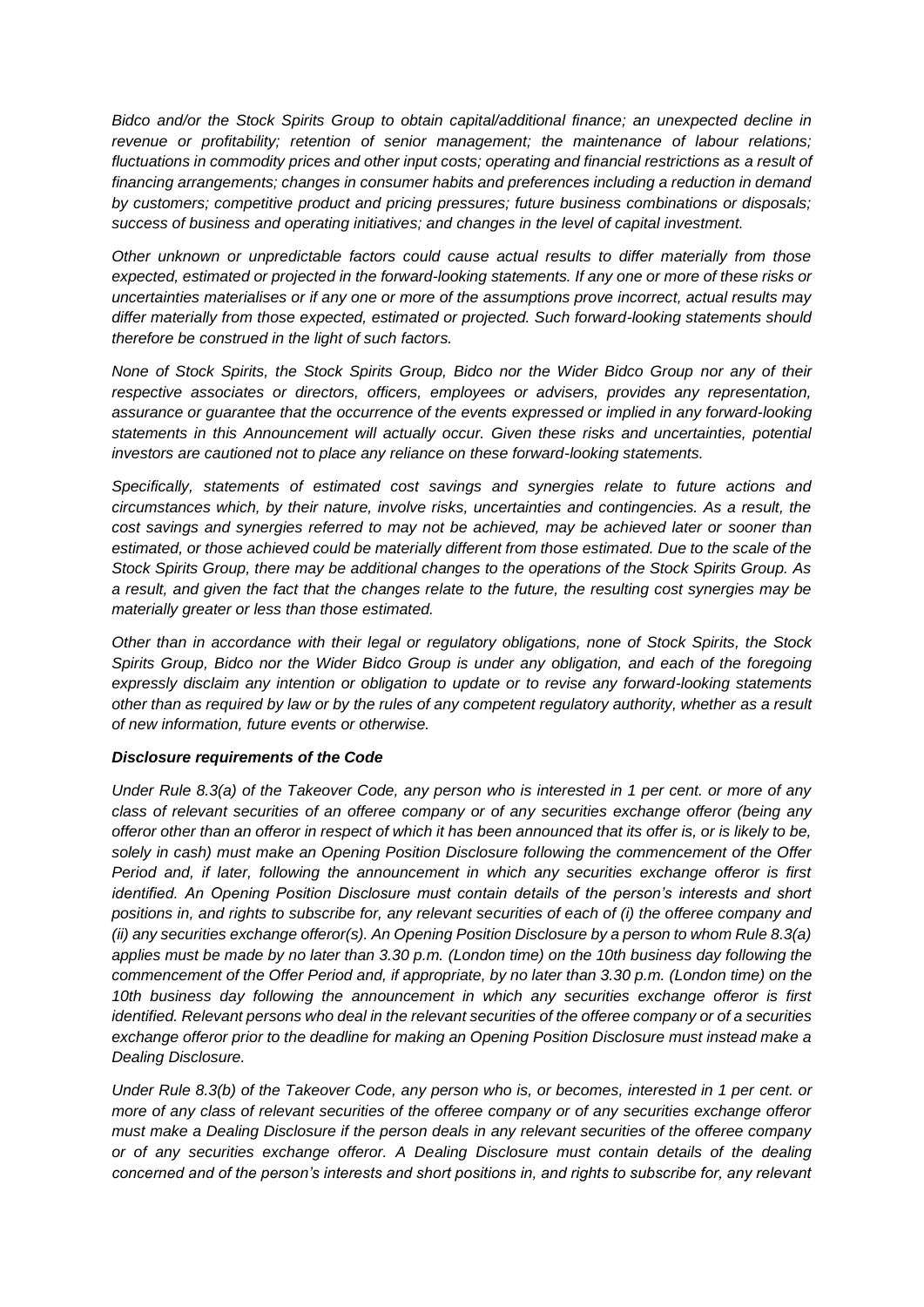*Bidco and/or the Stock Spirits Group to obtain capital/additional finance; an unexpected decline in revenue or profitability; retention of senior management; the maintenance of labour relations; fluctuations in commodity prices and other input costs; operating and financial restrictions as a result of financing arrangements; changes in consumer habits and preferences including a reduction in demand by customers; competitive product and pricing pressures; future business combinations or disposals; success of business and operating initiatives; and changes in the level of capital investment.*

*Other unknown or unpredictable factors could cause actual results to differ materially from those expected, estimated or projected in the forward-looking statements. If any one or more of these risks or uncertainties materialises or if any one or more of the assumptions prove incorrect, actual results may differ materially from those expected, estimated or projected. Such forward-looking statements should therefore be construed in the light of such factors.*

*None of Stock Spirits, the Stock Spirits Group, Bidco nor the Wider Bidco Group nor any of their respective associates or directors, officers, employees or advisers, provides any representation, assurance or guarantee that the occurrence of the events expressed or implied in any forward-looking statements in this Announcement will actually occur. Given these risks and uncertainties, potential investors are cautioned not to place any reliance on these forward-looking statements.*

*Specifically, statements of estimated cost savings and synergies relate to future actions and circumstances which, by their nature, involve risks, uncertainties and contingencies. As a result, the cost savings and synergies referred to may not be achieved, may be achieved later or sooner than estimated, or those achieved could be materially different from those estimated. Due to the scale of the Stock Spirits Group, there may be additional changes to the operations of the Stock Spirits Group. As a result, and given the fact that the changes relate to the future, the resulting cost synergies may be materially greater or less than those estimated.*

*Other than in accordance with their legal or regulatory obligations, none of Stock Spirits, the Stock Spirits Group, Bidco nor the Wider Bidco Group is under any obligation, and each of the foregoing expressly disclaim any intention or obligation to update or to revise any forward-looking statements other than as required by law or by the rules of any competent regulatory authority, whether as a result of new information, future events or otherwise.*

***Disclosure requirements of the Code***

*Under Rule 8.3(a) of the Takeover Code, any person who is interested in 1 per cent. or more of any class of relevant securities of an offeree company or of any securities exchange offeror (being any offeror other than an offeror in respect of which it has been announced that its offer is, or is likely to be, solely in cash) must make an Opening Position Disclosure following the commencement of the Offer Period and, if later, following the announcement in which any securities exchange offeror is first identified. An Opening Position Disclosure must contain details of the person's interests and short positions in, and rights to subscribe for, any relevant securities of each of (i) the offeree company and (ii) any securities exchange offeror(s). An Opening Position Disclosure by a person to whom Rule 8.3(a) applies must be made by no later than 3.30 p.m. (London time) on the 10th business day following the commencement of the Offer Period and, if appropriate, by no later than 3.30 p.m. (London time) on the 10th business day following the announcement in which any securities exchange offeror is first identified. Relevant persons who deal in the relevant securities of the offeree company or of a securities exchange offeror prior to the deadline for making an Opening Position Disclosure must instead make a Dealing Disclosure.*

*Under Rule 8.3(b) of the Takeover Code, any person who is, or becomes, interested in 1 per cent. or more of any class of relevant securities of the offeree company or of any securities exchange offeror must make a Dealing Disclosure if the person deals in any relevant securities of the offeree company or of any securities exchange offeror. A Dealing Disclosure must contain details of the dealing concerned and of the person's interests and short positions in, and rights to subscribe for, any relevant*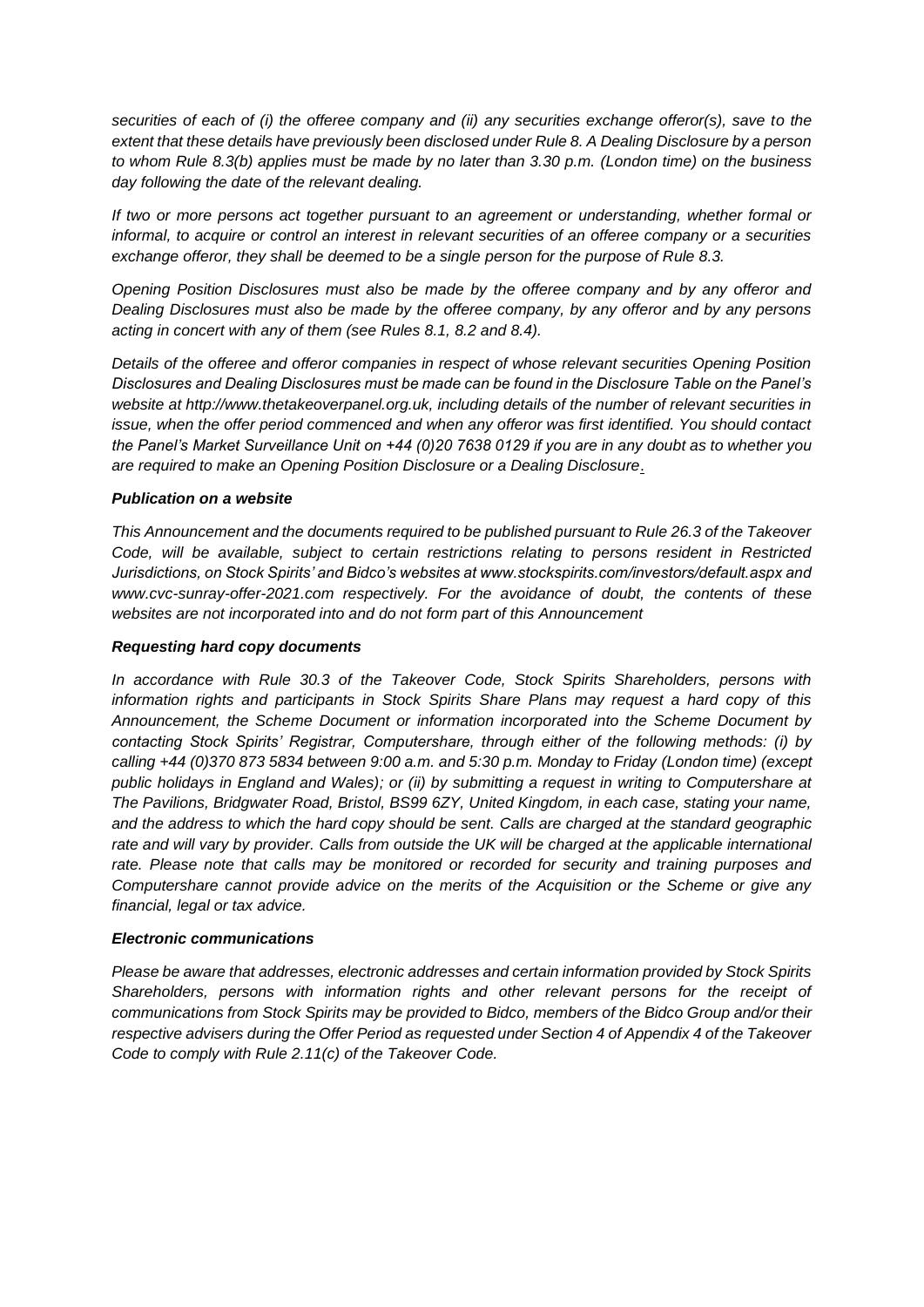*securities of each of (i) the offeree company and (ii) any securities exchange offeror(s), save to the extent that these details have previously been disclosed under Rule 8. A Dealing Disclosure by a person to whom Rule 8.3(b) applies must be made by no later than 3.30 p.m. (London time) on the business day following the date of the relevant dealing.*

*If two or more persons act together pursuant to an agreement or understanding, whether formal or informal, to acquire or control an interest in relevant securities of an offeree company or a securities exchange offeror, they shall be deemed to be a single person for the purpose of Rule 8.3.*

*Opening Position Disclosures must also be made by the offeree company and by any offeror and Dealing Disclosures must also be made by the offeree company, by any offeror and by any persons acting in concert with any of them (see Rules 8.1, 8.2 and 8.4).*

*Details of the offeree and offeror companies in respect of whose relevant securities Opening Position Disclosures and Dealing Disclosures must be made can be found in the Disclosure Table on the Panel's website at http://www.thetakeoverpanel.org.uk, including details of the number of relevant securities in issue, when the offer period commenced and when any offeror was first identified. You should contact the Panel's Market Surveillance Unit on +44 (0)20 7638 0129 if you are in any doubt as to whether you are required to make an Opening Position Disclosure or a Dealing Disclosure.*

***Publication on a website***

*This Announcement and the documents required to be published pursuant to Rule 26.3 of the Takeover Code, will be available, subject to certain restrictions relating to persons resident in Restricted Jurisdictions, on Stock Spirits' and Bidco's websites at www.stockspirits.com/investors/default.aspx and www.cvc-sunray-offer-2021.com respectively. For the avoidance of doubt, the contents of these websites are not incorporated into and do not form part of this Announcement*

***Requesting hard copy documents***

*In accordance with Rule 30.3 of the Takeover Code, Stock Spirits Shareholders, persons with information rights and participants in Stock Spirits Share Plans may request a hard copy of this Announcement, the Scheme Document or information incorporated into the Scheme Document by contacting Stock Spirits' Registrar, Computershare, through either of the following methods: (i) by calling +44 (0)370 873 5834 between 9:00 a.m. and 5:30 p.m. Monday to Friday (London time) (except public holidays in England and Wales); or (ii) by submitting a request in writing to Computershare at The Pavilions, Bridgwater Road, Bristol, BS99 6ZY, United Kingdom, in each case, stating your name, and the address to which the hard copy should be sent. Calls are charged at the standard geographic rate and will vary by provider. Calls from outside the UK will be charged at the applicable international rate. Please note that calls may be monitored or recorded for security and training purposes and Computershare cannot provide advice on the merits of the Acquisition or the Scheme or give any financial, legal or tax advice.*

***Electronic communications***

*Please be aware that addresses, electronic addresses and certain information provided by Stock Spirits Shareholders, persons with information rights and other relevant persons for the receipt of communications from Stock Spirits may be provided to Bidco, members of the Bidco Group and/or their respective advisers during the Offer Period as requested under Section 4 of Appendix 4 of the Takeover Code to comply with Rule 2.11(c) of the Takeover Code.*